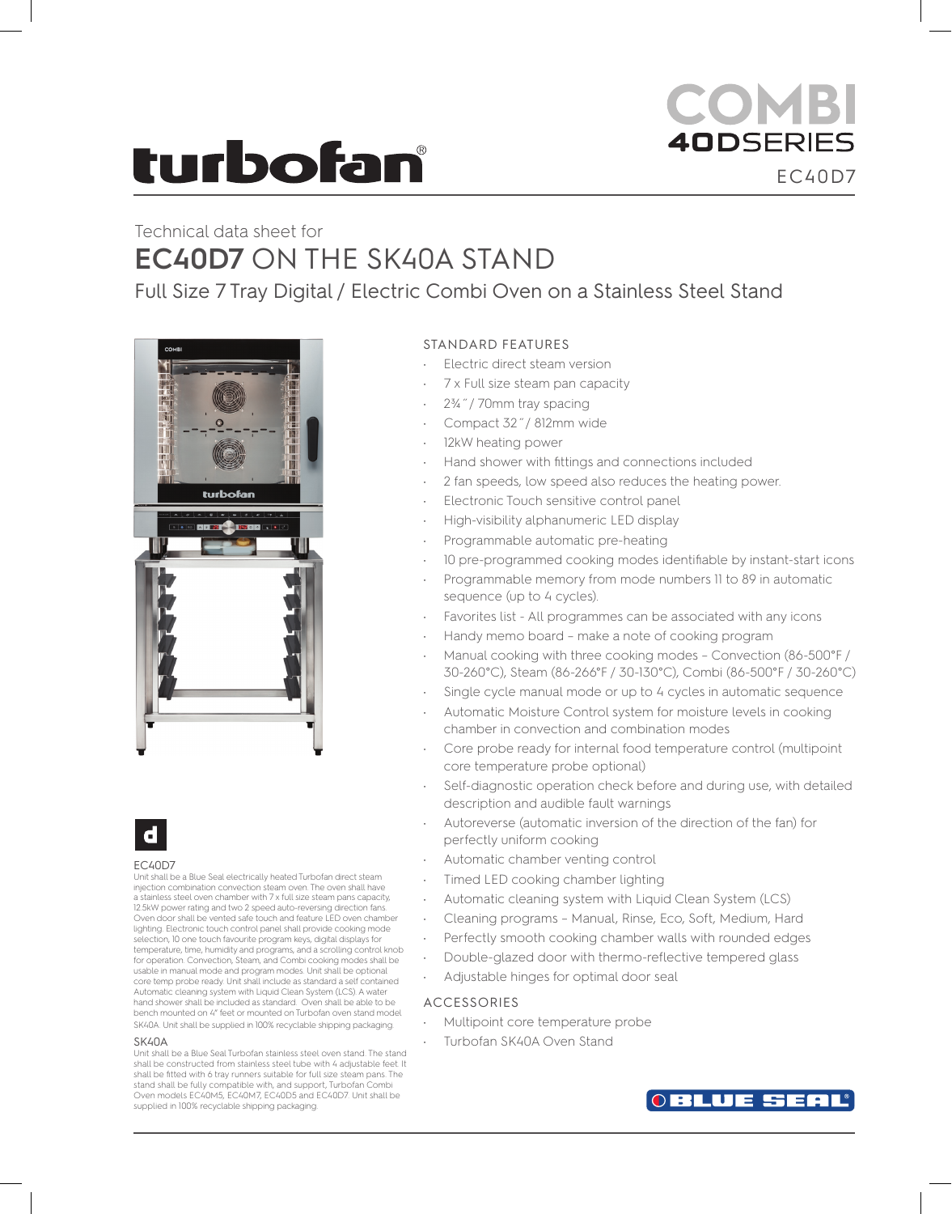turbofan®

# COMBI 40DSERIES

EC40D7

Technical data sheet for

# EC40D7 ON THE SK40A STAND

## Full Size 7 Tray Digital / Electric Combi Oven on a Stainless Steel Stand

### STANDARD FEATURES

- Electric direct steam version
- 7 x Full size steam pan capacity
- 2¾″ / 70mm tray spacing
- Compact 32″ / 812mm wide
- 12kW heating power
- Hand shower with fittings and connections included
- 2 fan speeds, low speed also reduces the heating power.
- Electronic Touch sensitive control panel
- High-visibility alphanumeric LED display
- Programmable automatic pre-heating
- 10 pre-programmed cooking modes identifiable by instant-start icons
- Programmable memory from mode numbers 11 to 89 in automatic sequence (up to 4 cycles).
- Favorites list - All programmes can be associated with any icons
- Handy memo board – make a note of cooking program
- Manual cooking with three cooking modes – Convection (86-500°F / 30-260°C), Steam (86-266°F / 30-130°C), Combi (86-500°F / 30-260°C)
- Single cycle manual mode or up to 4 cycles in automatic sequence
- Automatic Moisture Control system for moisture levels in cooking chamber in convection and combination modes
- Core probe ready for internal food temperature control (multipoint core temperature probe optional)
- Self-diagnostic operation check before and during use, with detailed description and audible fault warnings
- Autoreverse (automatic inversion of the direction of the fan) for perfectly uniform cooking
- Automatic chamber venting control
- Timed LED cooking chamber lighting
- Automatic cleaning system with Liquid Clean System (LCS)
- Cleaning programs – Manual, Rinse, Eco, Soft, Medium, Hard
- Perfectly smooth cooking chamber walls with rounded edges
- Double-glazed door with thermo-reflective tempered glass
- Adjustable hinges for optimal door seal

### ACCESSORIES

- Multipoint core temperature probe
- Turbofan SK40A Oven Stand

#### EC40D7

Unit shall be a Blue Seal electrically heated Turbofan direct steam injection combination convection steam oven. The oven shall have a stainless steel oven chamber with 7 x full size steam pans capacity, 12.5kW power rating and two 2 speed auto-reversing direction fans. Oven door shall be vented safe touch and feature LED oven chamber lighting. Electronic touch control panel shall provide cooking mode selection, 10 one touch favourite program keys, digital displays for temperature, time, humidity and programs, and a scrolling control knob for operation. Convection, Steam, and Combi cooking modes shall be usable in manual mode and program modes. Unit shall be optional core temp probe ready. Unit shall include as standard a self contained Automatic cleaning system with Liquid Clean System (LCS). A water hand shower shall be included as standard. Oven shall be able to be bench mounted on 4" feet or mounted on Turbofan oven stand model SK40A. Unit shall be supplied in 100% recyclable shipping packaging.

#### SK40A

Unit shall be a Blue Seal Turbofan stainless steel oven stand. The stand shall be constructed from stainless steel tube with 4 adjustable feet. It shall be fitted with 6 tray runners suitable for full size steam pans. The stand shall be fully compatible with, and support, Turbofan Combi Oven models EC40M5, EC40M7, EC40D5 and EC40D7. Unit shall be supplied in 100% recyclable shipping packaging.

BLUE SEAL®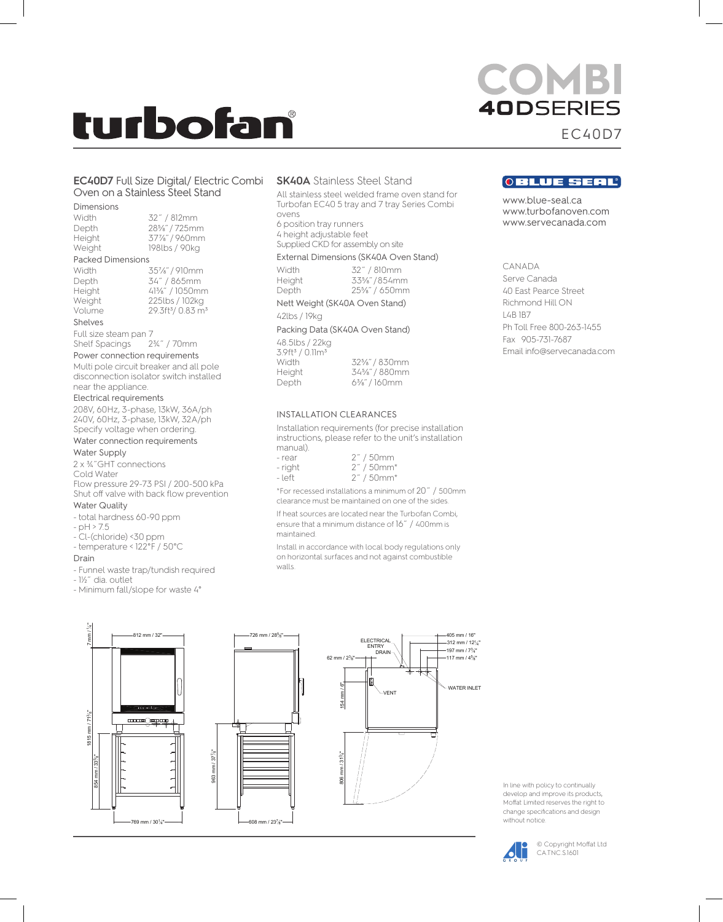# turbofan®

## COMBI 40DSERIES

EC40D7

### EC40D7 Full Size Digital/ Electric Combi Oven on a Stainless Steel Stand

Dimensions

| | |
|---|---|
| Width | 32˝ / 812mm |
| Depth | 28⅝˝ / 725mm |
| Height | 37⅞˝ / 960mm |
| Weight | 198lbs / 90kg |

Packed Dimensions

| | |
|---|---|
| Width | 35⅞˝ / 910mm |
| Depth | 34˝ / 865mm |
| Height | 41⅜˝ / 1050mm |
| Weight | 225lbs / 102kg |
| Volume | 29.3ft³/ 0.83 m³ |

Shelves

Full size steam pan 7
Shelf Spacings 2¾˝ / 70mm

Power connection requirements

Multi pole circuit breaker and all pole disconnection isolator switch installed near the appliance.

Electrical requirements

208V, 60Hz, 3-phase, 13kW, 36A/ph
240V, 60Hz, 3-phase, 13kW, 32A/ph
Specify voltage when ordering.

Water connection requirements

Water Supply

2 x ¾˝GHT connections
Cold Water
Flow pressure 29-73 PSI / 200-500 kPa
Shut off valve with back flow prevention

Water Quality

- total hardness 60-90 ppm
- pH > 7.5
- Cl-(chloride) <30 ppm
- temperature < 122°F / 50°C

Drain

- Funnel waste trap/tundish required
- 1½˝ dia. outlet
- Minimum fall/slope for waste 4°

### SK40A Stainless Steel Stand

All stainless steel welded frame oven stand for Turbofan EC40 5 tray and 7 tray Series Combi ovens
6 position tray runners
4 height adjustable feet
Supplied CKD for assembly on site

External Dimensions (SK40A Oven Stand)

| | |
|---|---|
| Width | 32˝ / 810mm |
| Height | 33⅝˝ / 854mm |
| Depth | 25⅝˝ / 650mm |

Nett Weight (SK40A Oven Stand)

42lbs / 19kg

Packing Data (SK40A Oven Stand)

48.5lbs / 22kg
3.9ft³ / 0.11m³

| | |
|---|---|
| Width | 32⅝˝ / 830mm |
| Height | 34⅝˝ / 880mm |
| Depth | 6⅜˝ / 160mm |

### INSTALLATION CLEARANCES

Installation requirements (for precise installation instructions, please refer to the unit's installation manual).

| | |
|---|---|
| - rear | 2˝ / 50mm |
| - right | 2˝ / 50mm* |
| - left | 2˝ / 50mm* |

*For recessed installations a minimum of 20˝ / 500mm clearance must be maintained on one of the sides.

If heat sources are located near the Turbofan Combi, ensure that a minimum distance of 16˝ / 400mm is maintained.

Install in accordance with local body regulations only on horizontal surfaces and not against combustible walls.

BLUE SEAL

www.blue-seal.ca
www.turbofanoven.com
www.servecanada.com

CANADA
Serve Canada
40 East Pearce Street
Richmond Hill ON
L4B 1B7
Ph Toll Free 800-263-1455
Fax 905-731-7687
Email info@servecanada.com

7 mm / ¼"
812 mm / 32"
1815 mm / 71½"
854 mm / 33⅝"
769 mm / 30¼"
726 mm / 28⅝"
963 mm / 37⅞"
608 mm / 23⅞"
ELECTRICAL ENTRY
DRAIN
62 mm / 2⅜"
154 mm / 6"
VENT
806 mm / 31¾"
405 mm / 16"
312 mm / 12¼"
197 mm / 7¾"
117 mm / 4⅝"
WATER INLET

In line with policy to continually develop and improve its products, Moffat Limited reserves the right to change specifications and design without notice.

© Copyright Moffat Ltd
CA.TNC.S1601